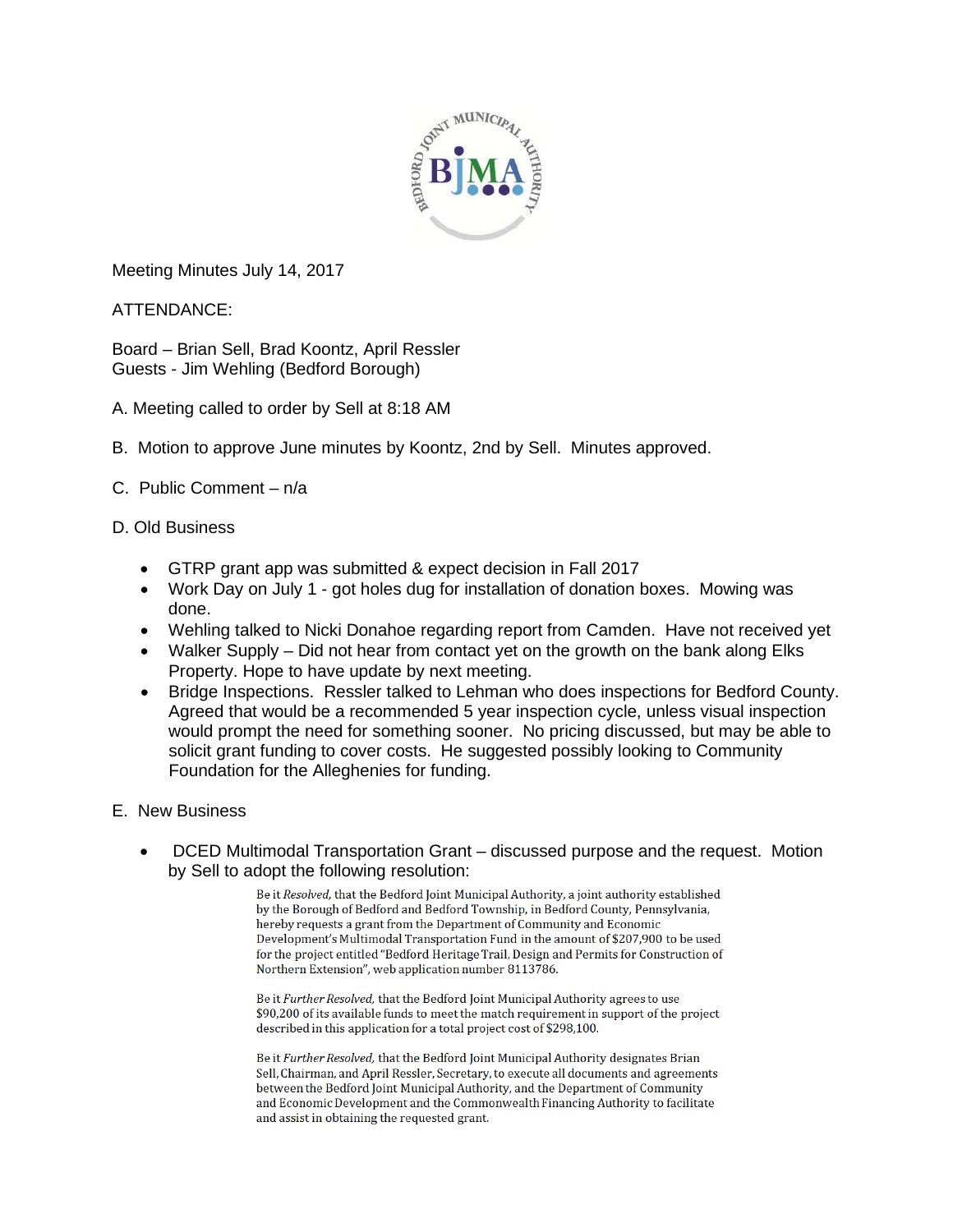Meeting Minutes July 14, 2017

ATTENDANCE:

Board – Brian Sell, Brad Koontz, April Ressler
Guests - Jim Wehling (Bedford Borough)

A. Meeting called to order by Sell at 8:18 AM

B. Motion to approve June minutes by Koontz, 2nd by Sell. Minutes approved.

C. Public Comment – n/a

D. Old Business

- GTRP grant app was submitted & expect decision in Fall 2017
- Work Day on July 1 - got holes dug for installation of donation boxes. Mowing was done.
- Wehling talked to Nicki Donahoe regarding report from Camden. Have not received yet
- Walker Supply – Did not hear from contact yet on the growth on the bank along Elks Property. Hope to have update by next meeting.
- Bridge Inspections. Ressler talked to Lehman who does inspections for Bedford County. Agreed that would be a recommended 5 year inspection cycle, unless visual inspection would prompt the need for something sooner. No pricing discussed, but may be able to solicit grant funding to cover costs. He suggested possibly looking to Community Foundation for the Alleghenies for funding.

E. New Business

- DCED Multimodal Transportation Grant – discussed purpose and the request. Motion by Sell to adopt the following resolution:

> Be it *Resolved*, that the Bedford Joint Municipal Authority, a joint authority established by the Borough of Bedford and Bedford Township, in Bedford County, Pennsylvania, hereby requests a grant from the Department of Community and Economic Development's Multimodal Transportation Fund in the amount of $207,900 to be used for the project entitled "Bedford Heritage Trail, Design and Permits for Construction of Northern Extension", web application number 8113786.
>
> Be it *Further Resolved*, that the Bedford Joint Municipal Authority agrees to use $90,200 of its available funds to meet the match requirement in support of the project described in this application for a total project cost of $298,100.
>
> Be it *Further Resolved*, that the Bedford Joint Municipal Authority designates Brian Sell, Chairman, and April Ressler, Secretary, to execute all documents and agreements between the Bedford Joint Municipal Authority, and the Department of Community and Economic Development and the Commonwealth Financing Authority to facilitate and assist in obtaining the requested grant.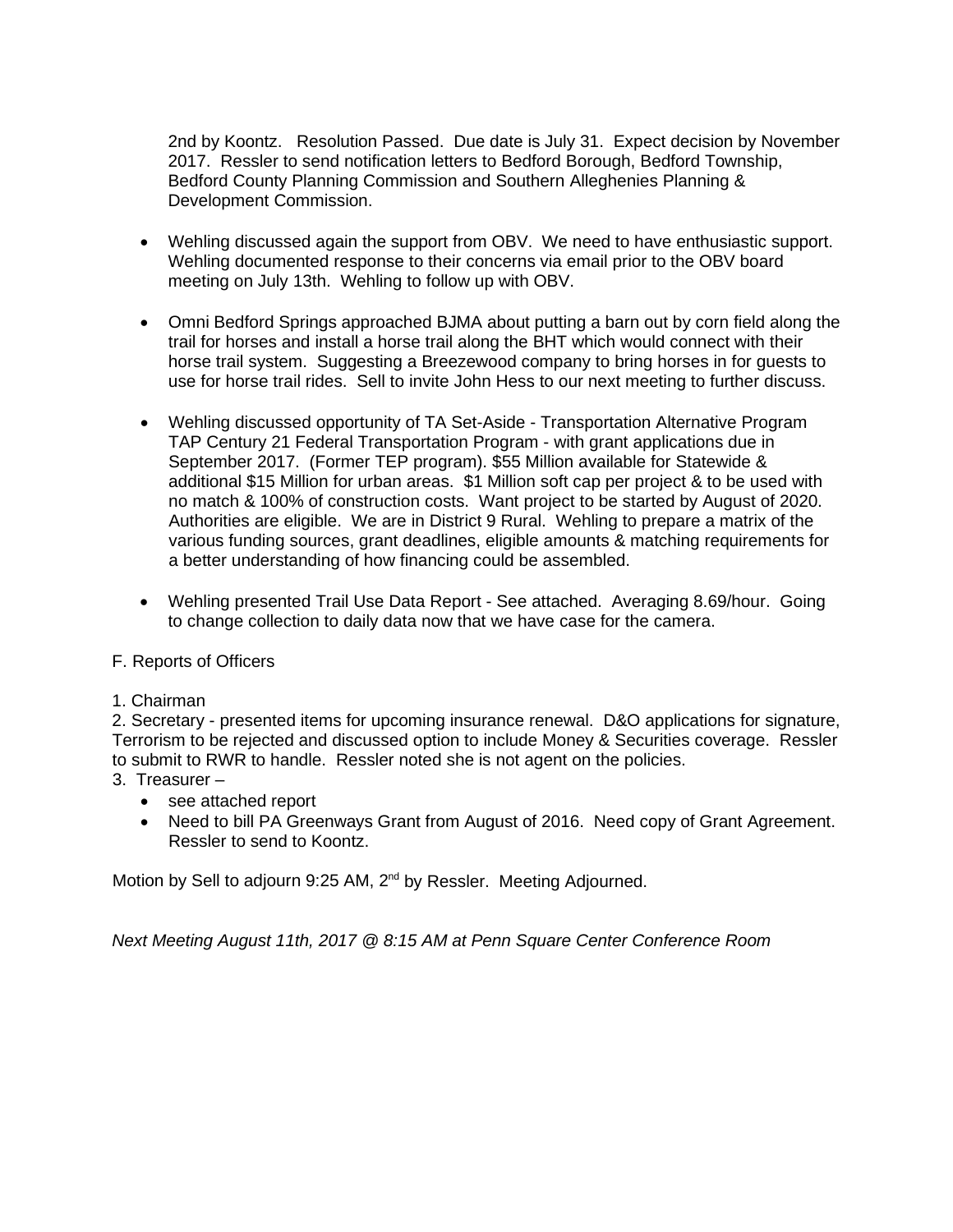2nd by Koontz. Resolution Passed. Due date is July 31. Expect decision by November 2017. Ressler to send notification letters to Bedford Borough, Bedford Township, Bedford County Planning Commission and Southern Alleghenies Planning & Development Commission.

- Wehling discussed again the support from OBV. We need to have enthusiastic support. Wehling documented response to their concerns via email prior to the OBV board meeting on July 13th. Wehling to follow up with OBV.

- Omni Bedford Springs approached BJMA about putting a barn out by corn field along the trail for horses and install a horse trail along the BHT which would connect with their horse trail system. Suggesting a Breezewood company to bring horses in for guests to use for horse trail rides. Sell to invite John Hess to our next meeting to further discuss.

- Wehling discussed opportunity of TA Set-Aside - Transportation Alternative Program TAP Century 21 Federal Transportation Program - with grant applications due in September 2017. (Former TEP program). $55 Million available for Statewide & additional $15 Million for urban areas. $1 Million soft cap per project & to be used with no match & 100% of construction costs. Want project to be started by August of 2020. Authorities are eligible. We are in District 9 Rural. Wehling to prepare a matrix of the various funding sources, grant deadlines, eligible amounts & matching requirements for a better understanding of how financing could be assembled.

- Wehling presented Trail Use Data Report - See attached. Averaging 8.69/hour. Going to change collection to daily data now that we have case for the camera.

F. Reports of Officers

1. Chairman
2. Secretary - presented items for upcoming insurance renewal. D&O applications for signature, Terrorism to be rejected and discussed option to include Money & Securities coverage. Ressler to submit to RWR to handle. Ressler noted she is not agent on the policies.
3. Treasurer –
   - see attached report
   - Need to bill PA Greenways Grant from August of 2016. Need copy of Grant Agreement. Ressler to send to Koontz.

Motion by Sell to adjourn 9:25 AM, 2nd by Ressler. Meeting Adjourned.

*Next Meeting August 11th, 2017 @ 8:15 AM at Penn Square Center Conference Room*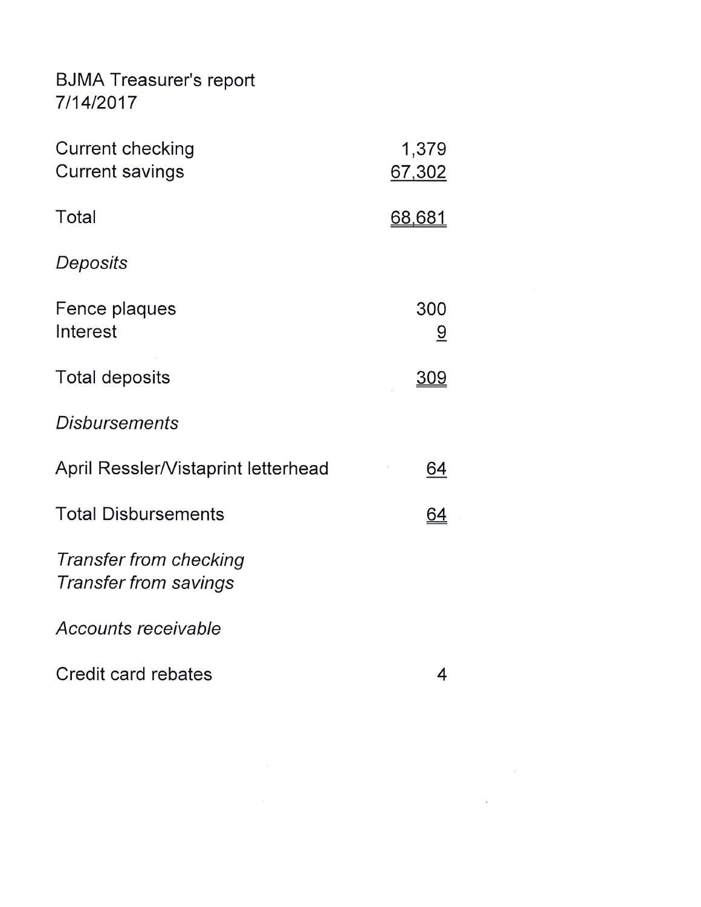BJMA Treasurer's report
7/14/2017

| | |
|---|---:|
| Current checking | 1,379 |
| Current savings | 67,302 |
| Total | 68,681 |
| *Deposits* | |
| Fence plaques | 300 |
| Interest | 9 |
| Total deposits | 309 |
| *Disbursements* | |
| April Ressler/Vistaprint letterhead | 64 |
| Total Disbursements | 64 |
| *Transfer from checking* | |
| *Transfer from savings* | |
| *Accounts receivable* | |
| Credit card rebates | 4 |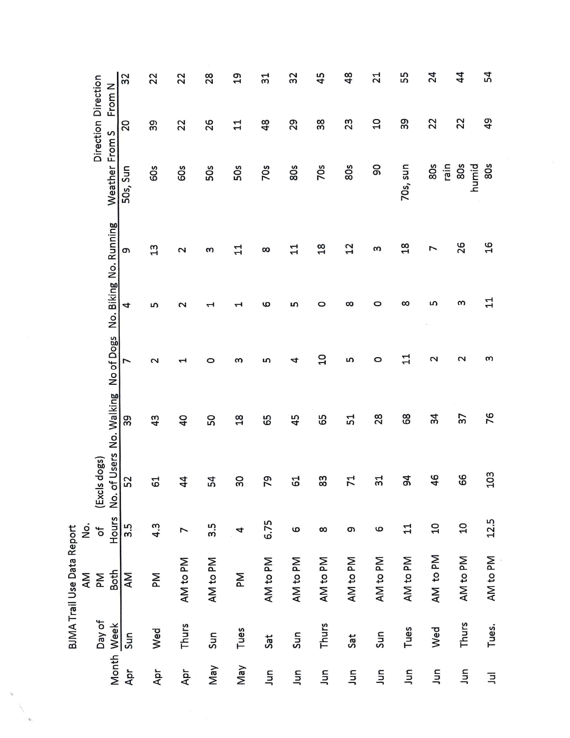BJMA Trail Use Data Report

| Month | Day of Week | AM PM Both | No. of Hours | (Excls dogs) No. of Users | No. Walking | No of Dogs | No. Biking | No. Running | Weather | Direction From S | Direction From N |
|---|---|---|---|---|---|---|---|---|---|---|---|
| Apr | Sun | AM | 3.5 | 52 | 39 | 7 | 4 | 9 | 50s, Sun | 20 | 32 |
| Apr | Wed | PM | 4.3 | 61 | 43 | 2 | 5 | 13 | 60s | 39 | 22 |
| Apr | Thurs | AM to PM | 7 | 44 | 40 | 1 | 2 | 2 | 60s | 22 | 22 |
| May | Sun | AM to PM | 3.5 | 54 | 50 | 0 | 1 | 3 | 50s | 26 | 28 |
| May | Tues | PM | 4 | 30 | 18 | 3 | 1 | 11 | 50s | 11 | 19 |
| Jun | Sat | AM to PM | 6.75 | 79 | 65 | 5 | 6 | 8 | 70s | 48 | 31 |
| Jun | Sun | AM to PM | 6 | 61 | 45 | 4 | 5 | 11 | 80s | 29 | 32 |
| Jun | Thurs | AM to PM | 8 | 83 | 65 | 10 | 0 | 18 | 70s | 38 | 45 |
| Jun | Sat | AM to PM | 9 | 71 | 51 | 5 | 8 | 12 | 80s | 23 | 48 |
| Jun | Sun | AM to PM | 6 | 31 | 28 | 0 | 0 | 3 | 90 | 10 | 21 |
| Jun | Tues | AM to PM | 11 | 94 | 68 | 11 | 8 | 18 | 70s, sun | 39 | 55 |
| Jun | Wed | AM to PM | 10 | 46 | 34 | 2 | 5 | 7 | 80s rain | 22 | 24 |
| Jun | Thurs | AM to PM | 10 | 66 | 37 | 2 | 3 | 26 | 80s humid | 22 | 44 |
| Jul | Tues. | AM to PM | 12.5 | 103 | 76 | 3 | 11 | 16 | 80s | 49 | 54 |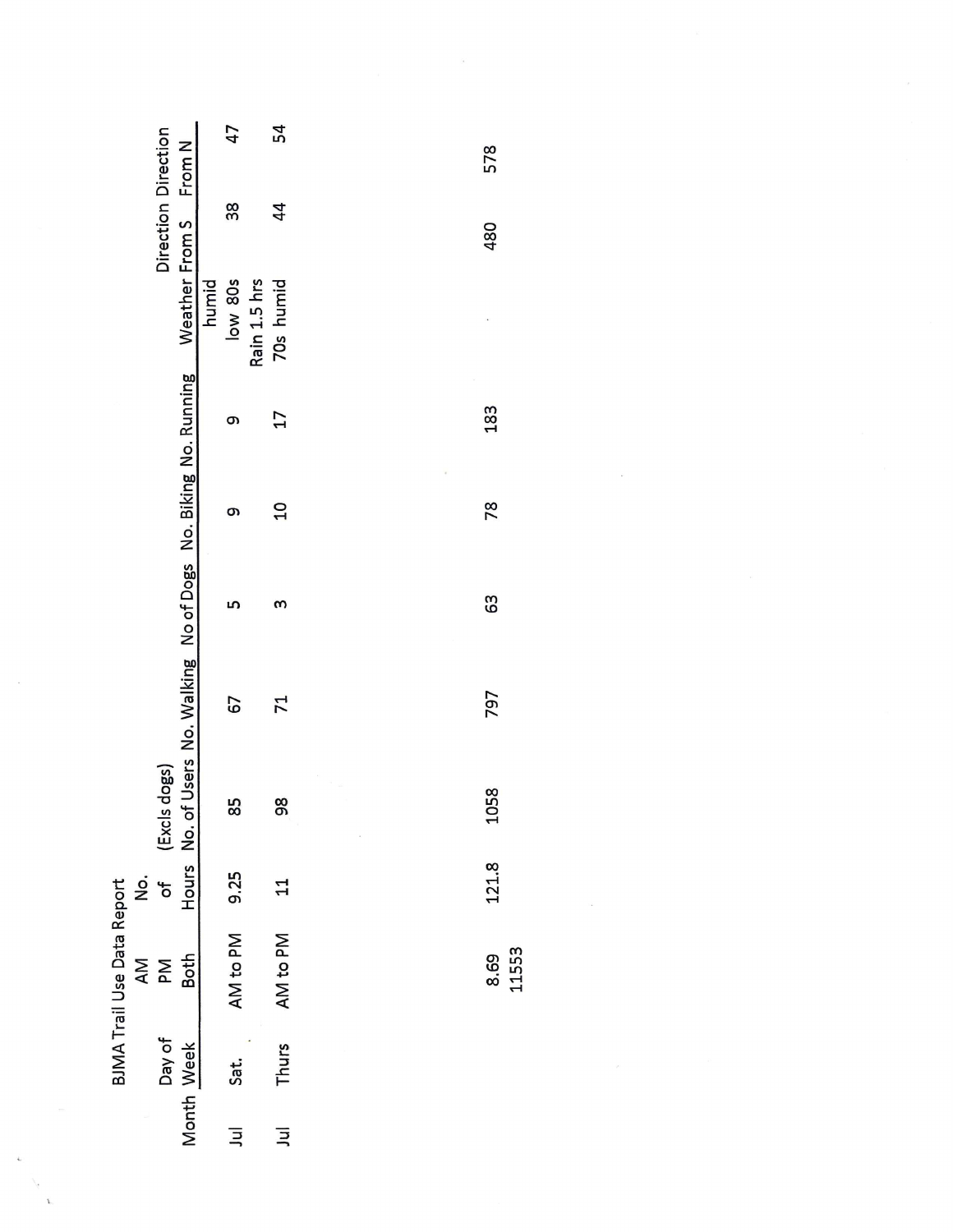BJMA Trail Use Data Report

| Month | Day of Week | AM PM Both | No. of Hours | (Excls dogs) No. of Users | No. Walking | No of Dogs | No. Biking | No. Running | Weather | Direction From S | Direction From N |
|---|---|---|---|---|---|---|---|---|---|---|---|
| Jul | Sat. | AM to PM | 9.25 | 85 | 67 | 5 | 9 | 9 | humid low 80s | 38 | 47 |
| Jul | Thurs | AM to PM | 11 | 98 | 71 | 3 | 10 | 17 | Rain 1.5 hrs 70s humid | 44 | 54 |
| | | 8.69 11553 | 121.8 | 1058 | 797 | 63 | 78 | 183 | | 480 | 578 |